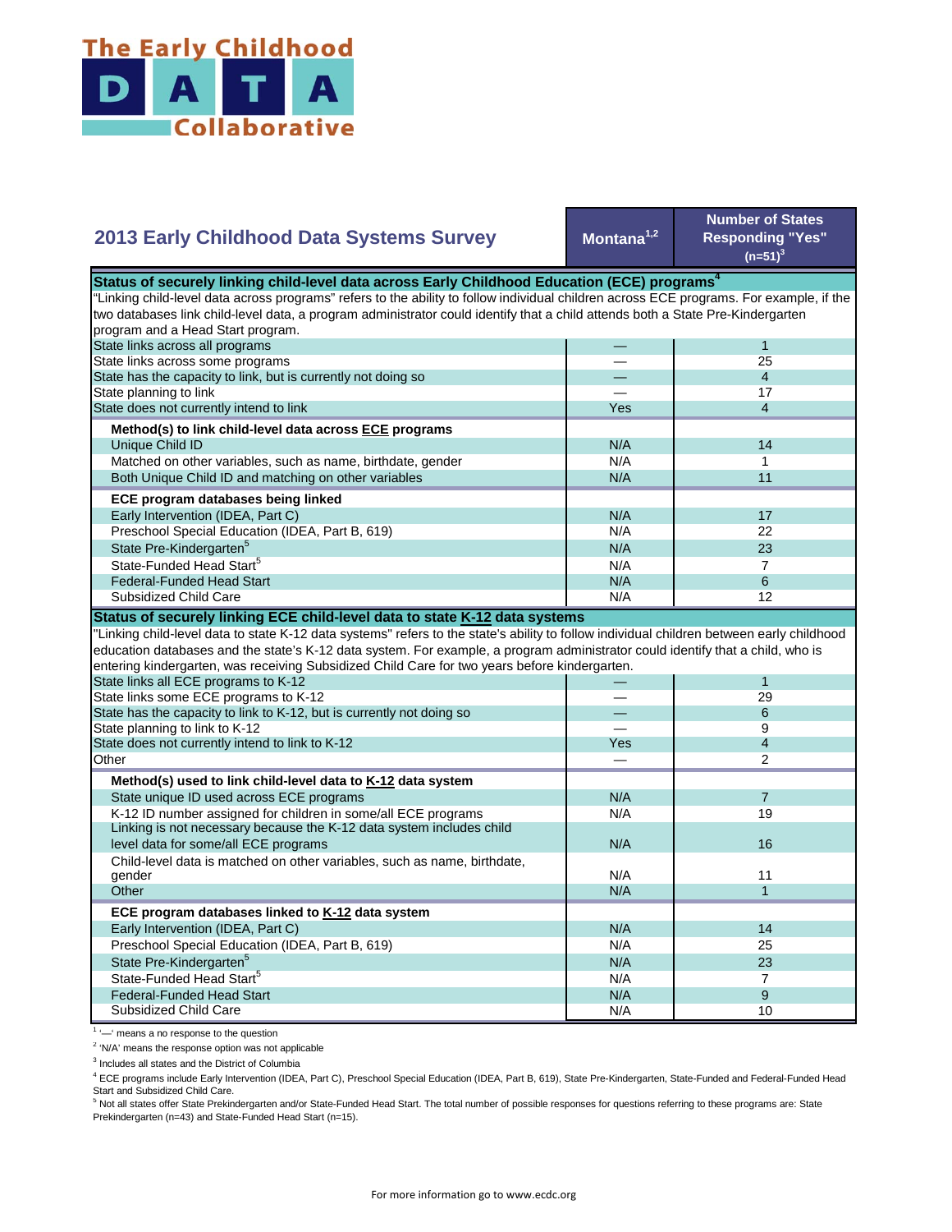The Early Childhood DATA Collaborative

| 2013 Early Childhood Data Systems Survey | Montana[1,2] | Number of States Responding "Yes" (n=51)[3] |
|---|---|---|
| **Status of securely linking child-level data across Early Childhood Education (ECE) programs[4]** | | |
| "Linking child-level data across programs" refers to the ability to follow individual children across ECE programs. For example, if the two databases link child-level data, a program administrator could identify that a child attends both a State Pre-Kindergarten program and a Head Start program. | | |
| State links across all programs | — | 1 |
| State links across some programs | — | 25 |
| State has the capacity to link, but is currently not doing so | — | 4 |
| State planning to link | — | 17 |
| State does not currently intend to link | Yes | 4 |
| **Method(s) to link child-level data across ECE programs** | | |
| Unique Child ID | N/A | 14 |
| Matched on other variables, such as name, birthdate, gender | N/A | 1 |
| Both Unique Child ID and matching on other variables | N/A | 11 |
| **ECE program databases being linked** | | |
| Early Intervention (IDEA, Part C) | N/A | 17 |
| Preschool Special Education (IDEA, Part B, 619) | N/A | 22 |
| State Pre-Kindergarten[5] | N/A | 23 |
| State-Funded Head Start[5] | N/A | 7 |
| Federal-Funded Head Start | N/A | 6 |
| Subsidized Child Care | N/A | 12 |
| **Status of securely linking ECE child-level data to state K-12 data systems** | | |
| "Linking child-level data to state K-12 data systems" refers to the state's ability to follow individual children between early childhood education databases and the state's K-12 data system. For example, a program administrator could identify that a child, who is entering kindergarten, was receiving Subsidized Child Care for two years before kindergarten. | | |
| State links all ECE programs to K-12 | — | 1 |
| State links some ECE programs to K-12 | — | 29 |
| State has the capacity to link to K-12, but is currently not doing so | — | 6 |
| State planning to link to K-12 | — | 9 |
| State does not currently intend to link to K-12 | Yes | 4 |
| Other | — | 2 |
| **Method(s) used to link child-level data to K-12 data system** | | |
| State unique ID used across ECE programs | N/A | 7 |
| K-12 ID number assigned for children in some/all ECE programs | N/A | 19 |
| Linking is not necessary because the K-12 data system includes child level data for some/all ECE programs | N/A | 16 |
| Child-level data is matched on other variables, such as name, birthdate, gender | N/A | 11 |
| Other | N/A | 1 |
| **ECE program databases linked to K-12 data system** | | |
| Early Intervention (IDEA, Part C) | N/A | 14 |
| Preschool Special Education (IDEA, Part B, 619) | N/A | 25 |
| State Pre-Kindergarten[5] | N/A | 23 |
| State-Funded Head Start[5] | N/A | 7 |
| Federal-Funded Head Start | N/A | 9 |
| Subsidized Child Care | N/A | 10 |

[1] '—' means a no response to the question

[2] 'N/A' means the response option was not applicable

[3] Includes all states and the District of Columbia

[4] ECE programs include Early Intervention (IDEA, Part C), Preschool Special Education (IDEA, Part B, 619), State Pre-Kindergarten, State-Funded and Federal-Funded Head Start and Subsidized Child Care.

[5] Not all states offer State Prekindergarten and/or State-Funded Head Start. The total number of possible responses for questions referring to these programs are: State Prekindergarten (n=43) and State-Funded Head Start (n=15).

For more information go to www.ecdc.org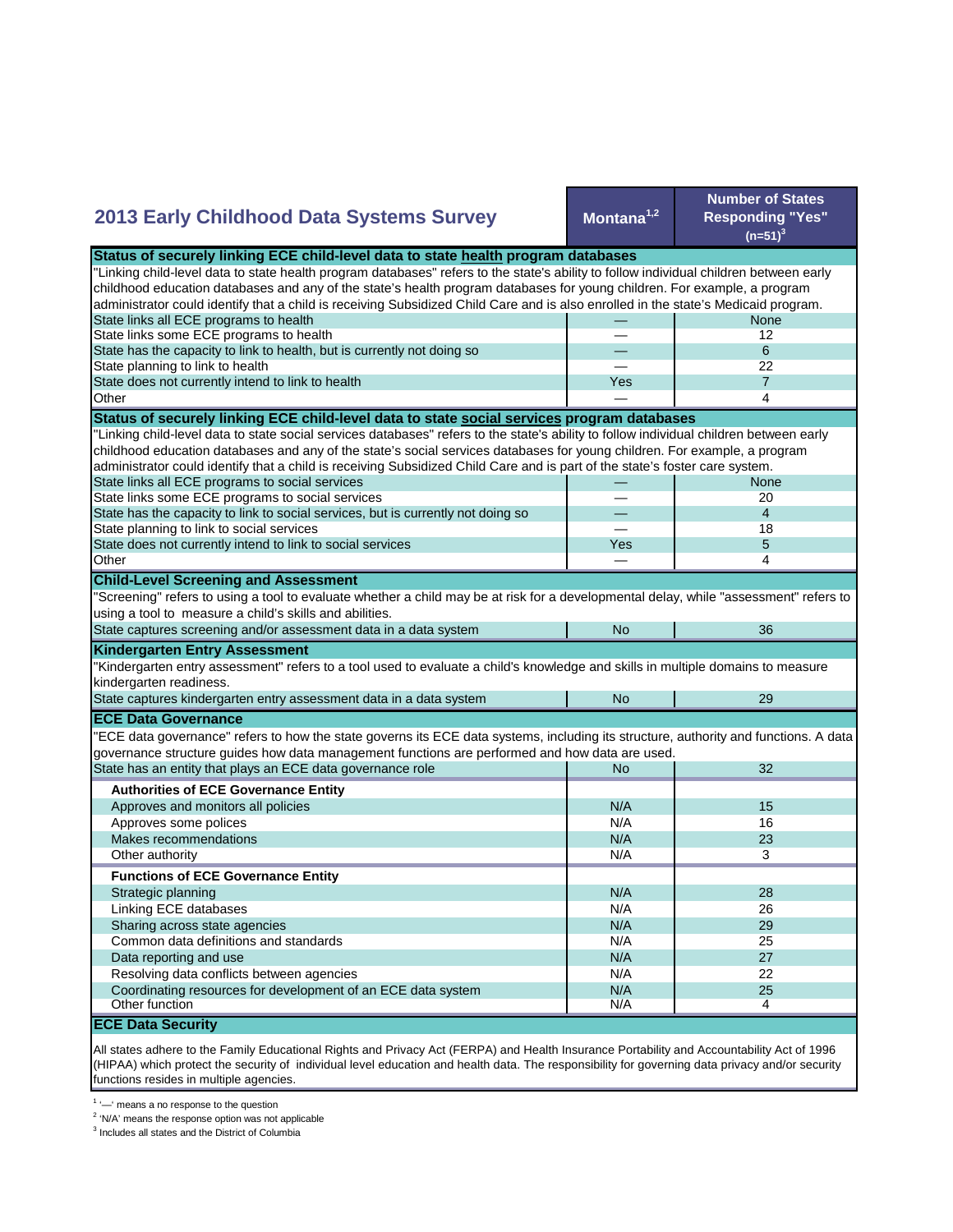| 2013 Early Childhood Data Systems Survey | Montana[1,2] | Number of States Responding "Yes" (n=51)[3] |
|---|---|---|
| **Status of securely linking ECE child-level data to state health program databases** | | |
| "Linking child-level data to state health program databases" refers to the state's ability to follow individual children between early childhood education databases and any of the state's health program databases for young children. For example, a program administrator could identify that a child is receiving Subsidized Child Care and is also enrolled in the state's Medicaid program. | | |
| State links all ECE programs to health | — | None |
| State links some ECE programs to health | — | 12 |
| State has the capacity to link to health, but is currently not doing so | — | 6 |
| State planning to link to health | — | 22 |
| State does not currently intend to link to health | Yes | 7 |
| Other | — | 4 |
| **Status of securely linking ECE child-level data to state social services program databases** | | |
| "Linking child-level data to state social services databases" refers to the state's ability to follow individual children between early childhood education databases and any of the state's social services databases for young children. For example, a program administrator could identify that a child is receiving Subsidized Child Care and is part of the state's foster care system. | | |
| State links all ECE programs to social services | — | None |
| State links some ECE programs to social services | — | 20 |
| State has the capacity to link to social services, but is currently not doing so | — | 4 |
| State planning to link to social services | — | 18 |
| State does not currently intend to link to social services | Yes | 5 |
| Other | — | 4 |
| **Child-Level Screening and Assessment** | | |
| "Screening" refers to using a tool to evaluate whether a child may be at risk for a developmental delay, while "assessment" refers to using a tool to measure a child's skills and abilities. | | |
| State captures screening and/or assessment data in a data system | No | 36 |
| **Kindergarten Entry Assessment** | | |
| "Kindergarten entry assessment" refers to a tool used to evaluate a child's knowledge and skills in multiple domains to measure kindergarten readiness. | | |
| State captures kindergarten entry assessment data in a data system | No | 29 |
| **ECE Data Governance** | | |
| "ECE data governance" refers to how the state governs its ECE data systems, including its structure, authority and functions. A data governance structure guides how data management functions are performed and how data are used. | | |
| State has an entity that plays an ECE data governance role | No | 32 |
| **Authorities of ECE Governance Entity** | | |
| Approves and monitors all policies | N/A | 15 |
| Approves some polices | N/A | 16 |
| Makes recommendations | N/A | 23 |
| Other authority | N/A | 3 |
| **Functions of ECE Governance Entity** | | |
| Strategic planning | N/A | 28 |
| Linking ECE databases | N/A | 26 |
| Sharing across state agencies | N/A | 29 |
| Common data definitions and standards | N/A | 25 |
| Data reporting and use | N/A | 27 |
| Resolving data conflicts between agencies | N/A | 22 |
| Coordinating resources for development of an ECE data system | N/A | 25 |
| Other function | N/A | 4 |
| **ECE Data Security** | | |
| All states adhere to the Family Educational Rights and Privacy Act (FERPA) and Health Insurance Portability and Accountability Act of 1996 (HIPAA) which protect the security of individual level education and health data. The responsibility for governing data privacy and/or security functions resides in multiple agencies. | | |

[1] '—' means a no response to the question

[2] 'N/A' means the response option was not applicable

[3] Includes all states and the District of Columbia